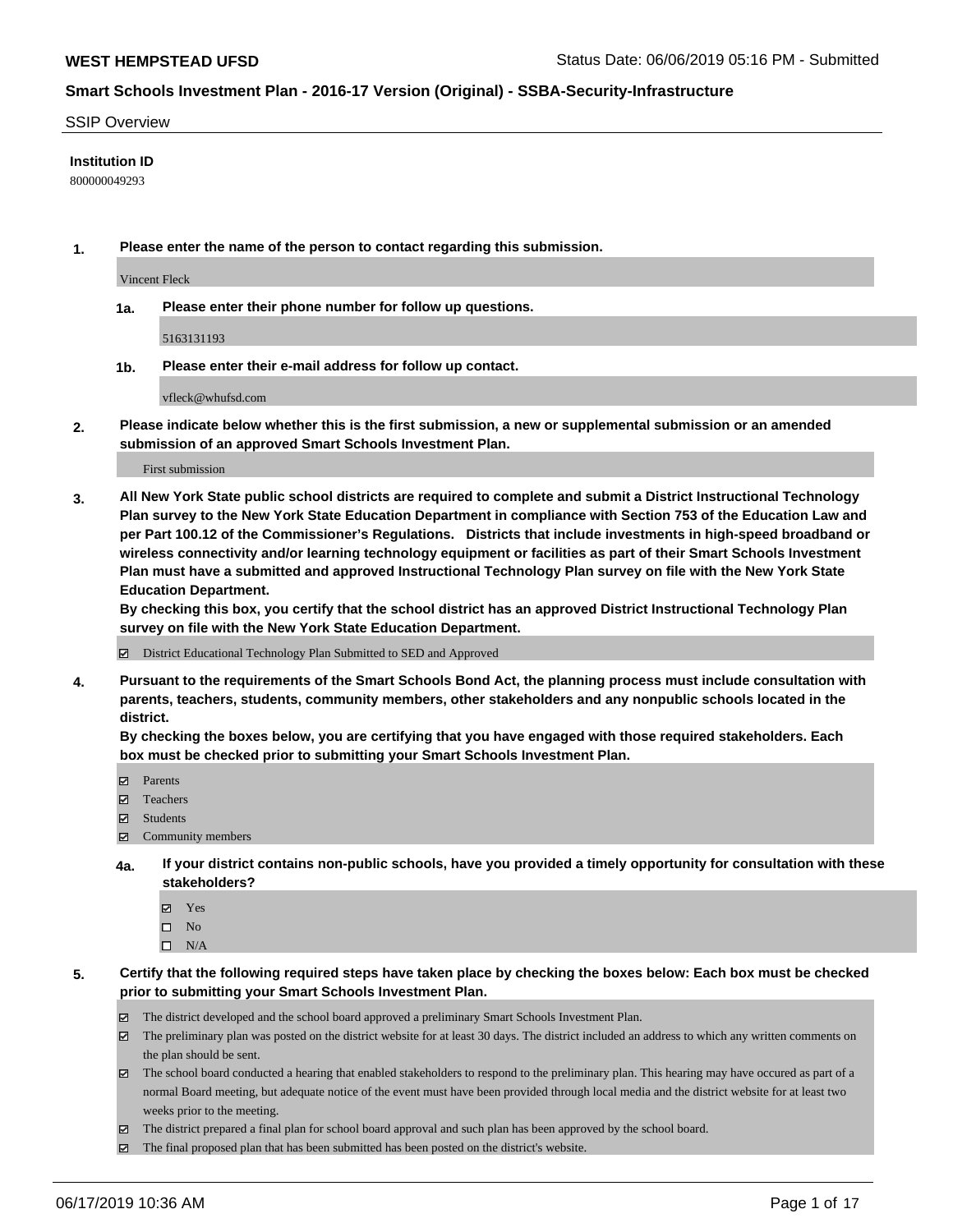**WEST HEMPSTEAD UFSD**

Status Date: 06/06/2019 05:16 PM - Submitted

**Smart Schools Investment Plan - 2016-17 Version (Original) - SSBA-Security-Infrastructure**

SSIP Overview

**Institution ID**

800000049293

**1. Please enter the name of the person to contact regarding this submission.**

Vincent Fleck

**1a. Please enter their phone number for follow up questions.**

5163131193

**1b. Please enter their e-mail address for follow up contact.**

vfleck@whufsd.com

**2. Please indicate below whether this is the first submission, a new or supplemental submission or an amended submission of an approved Smart Schools Investment Plan.**

First submission

**3. All New York State public school districts are required to complete and submit a District Instructional Technology Plan survey to the New York State Education Department in compliance with Section 753 of the Education Law and per Part 100.12 of the Commissioner's Regulations. Districts that include investments in high-speed broadband or wireless connectivity and/or learning technology equipment or facilities as part of their Smart Schools Investment Plan must have a submitted and approved Instructional Technology Plan survey on file with the New York State Education Department.**
**By checking this box, you certify that the school district has an approved District Instructional Technology Plan survey on file with the New York State Education Department.**

- [x] District Educational Technology Plan Submitted to SED and Approved

**4. Pursuant to the requirements of the Smart Schools Bond Act, the planning process must include consultation with parents, teachers, students, community members, other stakeholders and any nonpublic schools located in the district.**
**By checking the boxes below, you are certifying that you have engaged with those required stakeholders. Each box must be checked prior to submitting your Smart Schools Investment Plan.**

- [x] Parents
- [x] Teachers
- [x] Students
- [x] Community members

**4a. If your district contains non-public schools, have you provided a timely opportunity for consultation with these stakeholders?**

- [x] Yes
- [ ] No
- [ ] N/A

**5. Certify that the following required steps have taken place by checking the boxes below: Each box must be checked prior to submitting your Smart Schools Investment Plan.**

- [x] The district developed and the school board approved a preliminary Smart Schools Investment Plan.
- [x] The preliminary plan was posted on the district website for at least 30 days. The district included an address to which any written comments on the plan should be sent.
- [x] The school board conducted a hearing that enabled stakeholders to respond to the preliminary plan. This hearing may have occured as part of a normal Board meeting, but adequate notice of the event must have been provided through local media and the district website for at least two weeks prior to the meeting.
- [x] The district prepared a final plan for school board approval and such plan has been approved by the school board.
- [x] The final proposed plan that has been submitted has been posted on the district's website.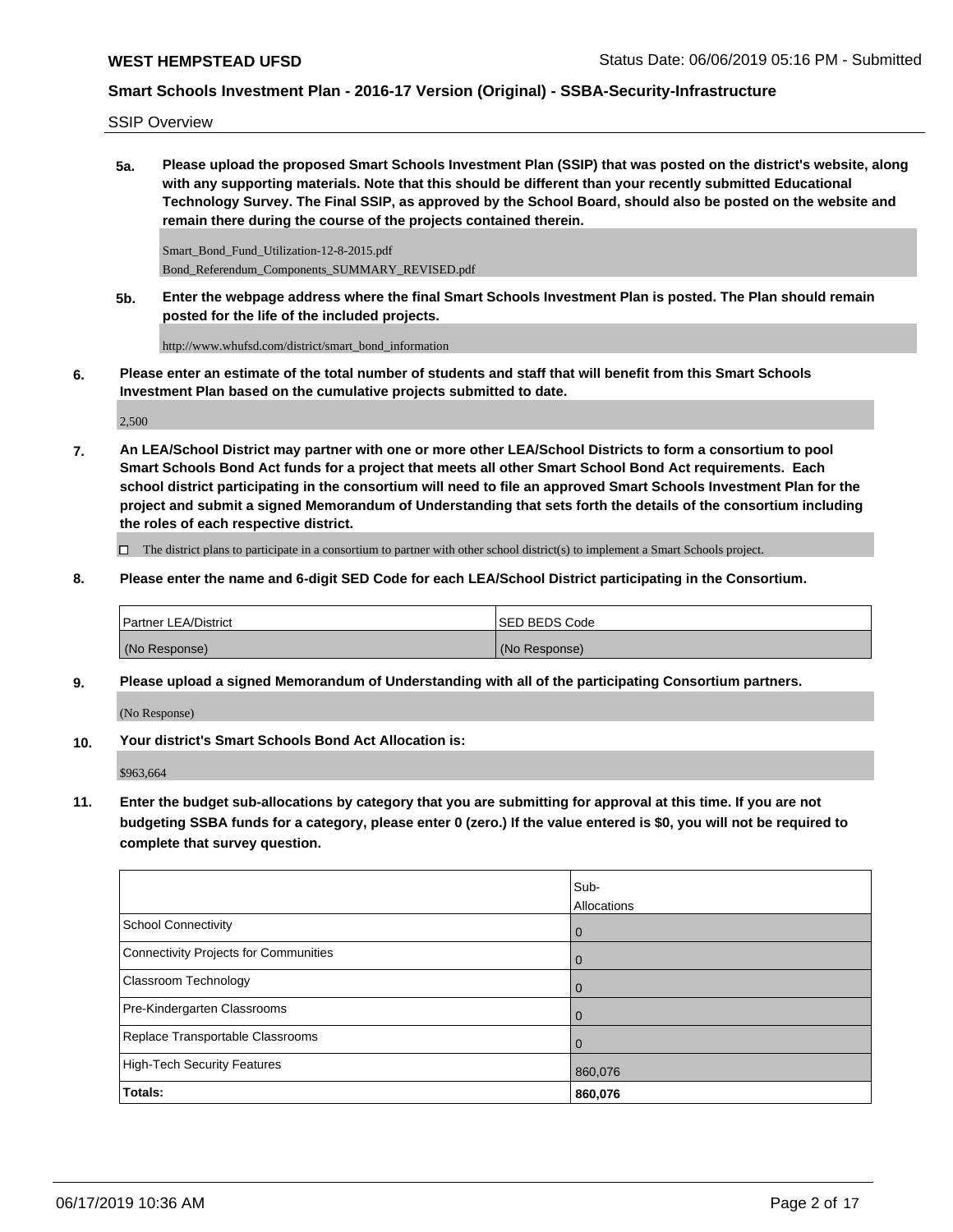SSIP Overview

**5a. Please upload the proposed Smart Schools Investment Plan (SSIP) that was posted on the district's website, along with any supporting materials. Note that this should be different than your recently submitted Educational Technology Survey. The Final SSIP, as approved by the School Board, should also be posted on the website and remain there during the course of the projects contained therein.**

Smart_Bond_Fund_Utilization-12-8-2015.pdf
Bond_Referendum_Components_SUMMARY_REVISED.pdf

**5b. Enter the webpage address where the final Smart Schools Investment Plan is posted. The Plan should remain posted for the life of the included projects.**

http://www.whufsd.com/district/smart_bond_information

**6. Please enter an estimate of the total number of students and staff that will benefit from this Smart Schools Investment Plan based on the cumulative projects submitted to date.**

2,500

**7. An LEA/School District may partner with one or more other LEA/School Districts to form a consortium to pool Smart Schools Bond Act funds for a project that meets all other Smart School Bond Act requirements. Each school district participating in the consortium will need to file an approved Smart Schools Investment Plan for the project and submit a signed Memorandum of Understanding that sets forth the details of the consortium including the roles of each respective district.**

☐ The district plans to participate in a consortium to partner with other school district(s) to implement a Smart Schools project.

**8. Please enter the name and 6-digit SED Code for each LEA/School District participating in the Consortium.**

| Partner LEA/District | SED BEDS Code |
|---|---|
| (No Response) | (No Response) |

**9. Please upload a signed Memorandum of Understanding with all of the participating Consortium partners.**

(No Response)

**10. Your district's Smart Schools Bond Act Allocation is:**

$963,664

**11. Enter the budget sub-allocations by category that you are submitting for approval at this time. If you are not budgeting SSBA funds for a category, please enter 0 (zero.) If the value entered is $0, you will not be required to complete that survey question.**

| | Sub-Allocations |
|---|---|
| School Connectivity | 0 |
| Connectivity Projects for Communities | 0 |
| Classroom Technology | 0 |
| Pre-Kindergarten Classrooms | 0 |
| Replace Transportable Classrooms | 0 |
| High-Tech Security Features | 860,076 |
| **Totals:** | **860,076** |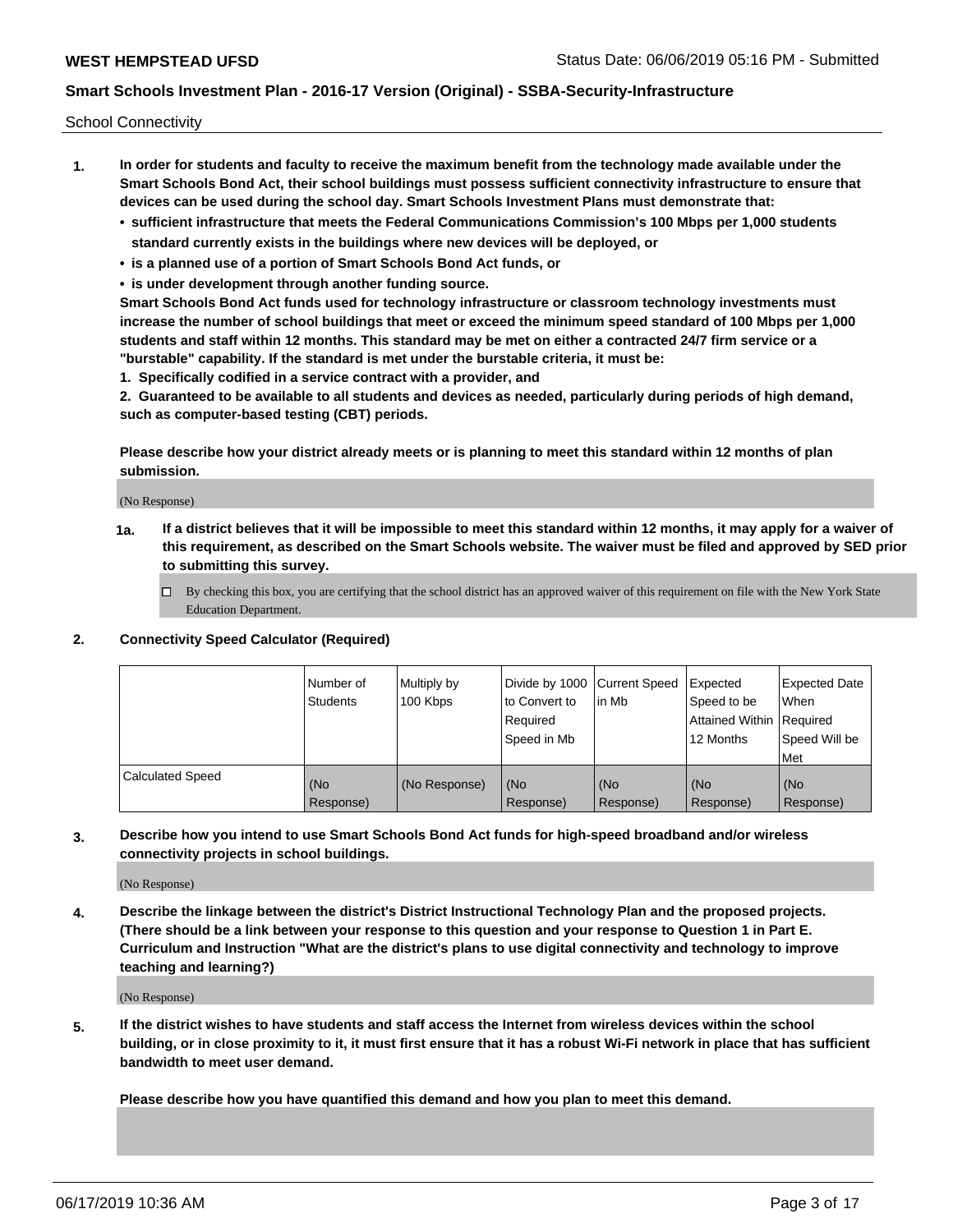School Connectivity

1. **In order for students and faculty to receive the maximum benefit from the technology made available under the Smart Schools Bond Act, their school buildings must possess sufficient connectivity infrastructure to ensure that devices can be used during the school day. Smart Schools Investment Plans must demonstrate that:**
   - **sufficient infrastructure that meets the Federal Communications Commission's 100 Mbps per 1,000 students standard currently exists in the buildings where new devices will be deployed, or**
   - **is a planned use of a portion of Smart Schools Bond Act funds, or**
   - **is under development through another funding source.**

   **Smart Schools Bond Act funds used for technology infrastructure or classroom technology investments must increase the number of school buildings that meet or exceed the minimum speed standard of 100 Mbps per 1,000 students and staff within 12 months. This standard may be met on either a contracted 24/7 firm service or a "burstable" capability. If the standard is met under the burstable criteria, it must be:**

   **1. Specifically codified in a service contract with a provider, and**

   **2. Guaranteed to be available to all students and devices as needed, particularly during periods of high demand, such as computer-based testing (CBT) periods.**

   **Please describe how your district already meets or is planning to meet this standard within 12 months of plan submission.**

   (No Response)

   **1a. If a district believes that it will be impossible to meet this standard within 12 months, it may apply for a waiver of this requirement, as described on the Smart Schools website. The waiver must be filed and approved by SED prior to submitting this survey.**

   ☐ By checking this box, you are certifying that the school district has an approved waiver of this requirement on file with the New York State Education Department.

2. **Connectivity Speed Calculator (Required)**

| | Number of Students | Multiply by 100 Kbps | Divide by 1000 to Convert to Required Speed in Mb | Current Speed in Mb | Expected Speed to be Attained Within 12 Months | Expected Date When Required Speed Will be Met |
|---|---|---|---|---|---|---|
| Calculated Speed | (No Response) | (No Response) | (No Response) | (No Response) | (No Response) | (No Response) |

3. **Describe how you intend to use Smart Schools Bond Act funds for high-speed broadband and/or wireless connectivity projects in school buildings.**

   (No Response)

4. **Describe the linkage between the district's District Instructional Technology Plan and the proposed projects. (There should be a link between your response to this question and your response to Question 1 in Part E. Curriculum and Instruction "What are the district's plans to use digital connectivity and technology to improve teaching and learning?)**

   (No Response)

5. **If the district wishes to have students and staff access the Internet from wireless devices within the school building, or in close proximity to it, it must first ensure that it has a robust Wi-Fi network in place that has sufficient bandwidth to meet user demand.**

   **Please describe how you have quantified this demand and how you plan to meet this demand.**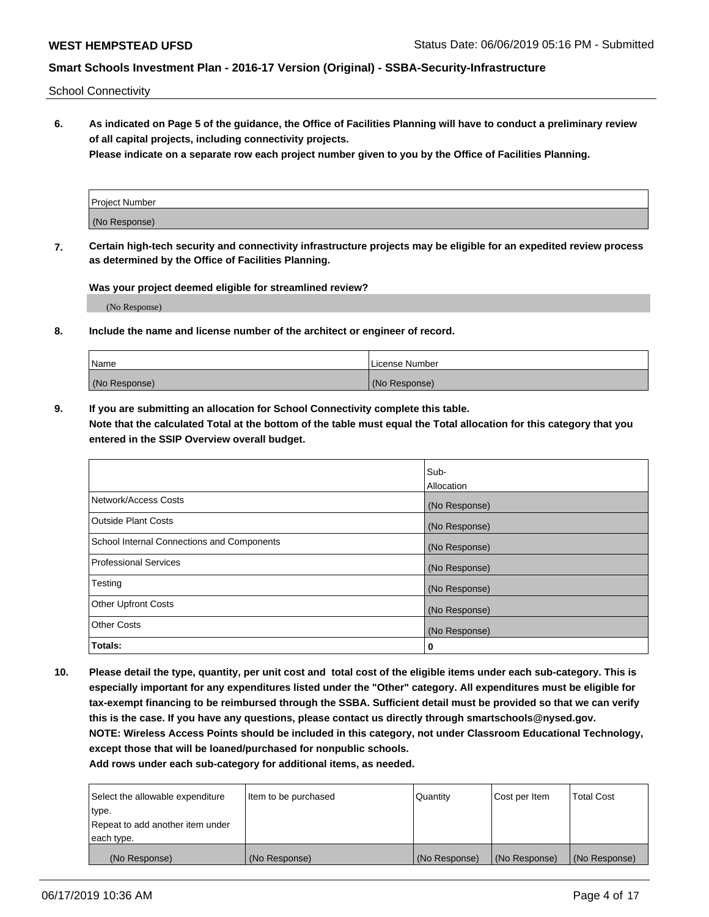School Connectivity

**6. As indicated on Page 5 of the guidance, the Office of Facilities Planning will have to conduct a preliminary review of all capital projects, including connectivity projects.**
**Please indicate on a separate row each project number given to you by the Office of Facilities Planning.**

| Project Number |
| --- |
| (No Response) |

**7. Certain high-tech security and connectivity infrastructure projects may be eligible for an expedited review process as determined by the Office of Facilities Planning.**

**Was your project deemed eligible for streamlined review?**

(No Response)

**8. Include the name and license number of the architect or engineer of record.**

| Name | License Number |
| --- | --- |
| (No Response) | (No Response) |

**9. If you are submitting an allocation for School Connectivity complete this table.**
**Note that the calculated Total at the bottom of the table must equal the Total allocation for this category that you entered in the SSIP Overview overall budget.**

| | Sub-Allocation |
| --- | --- |
| Network/Access Costs | (No Response) |
| Outside Plant Costs | (No Response) |
| School Internal Connections and Components | (No Response) |
| Professional Services | (No Response) |
| Testing | (No Response) |
| Other Upfront Costs | (No Response) |
| Other Costs | (No Response) |
| **Totals:** | **0** |

**10. Please detail the type, quantity, per unit cost and total cost of the eligible items under each sub-category. This is especially important for any expenditures listed under the "Other" category. All expenditures must be eligible for tax-exempt financing to be reimbursed through the SSBA. Sufficient detail must be provided so that we can verify this is the case. If you have any questions, please contact us directly through smartschools@nysed.gov.**
**NOTE: Wireless Access Points should be included in this category, not under Classroom Educational Technology, except those that will be loaned/purchased for nonpublic schools.**
**Add rows under each sub-category for additional items, as needed.**

| Select the allowable expenditure type. Repeat to add another item under each type. | Item to be purchased | Quantity | Cost per Item | Total Cost |
| --- | --- | --- | --- | --- |
| (No Response) | (No Response) | (No Response) | (No Response) | (No Response) |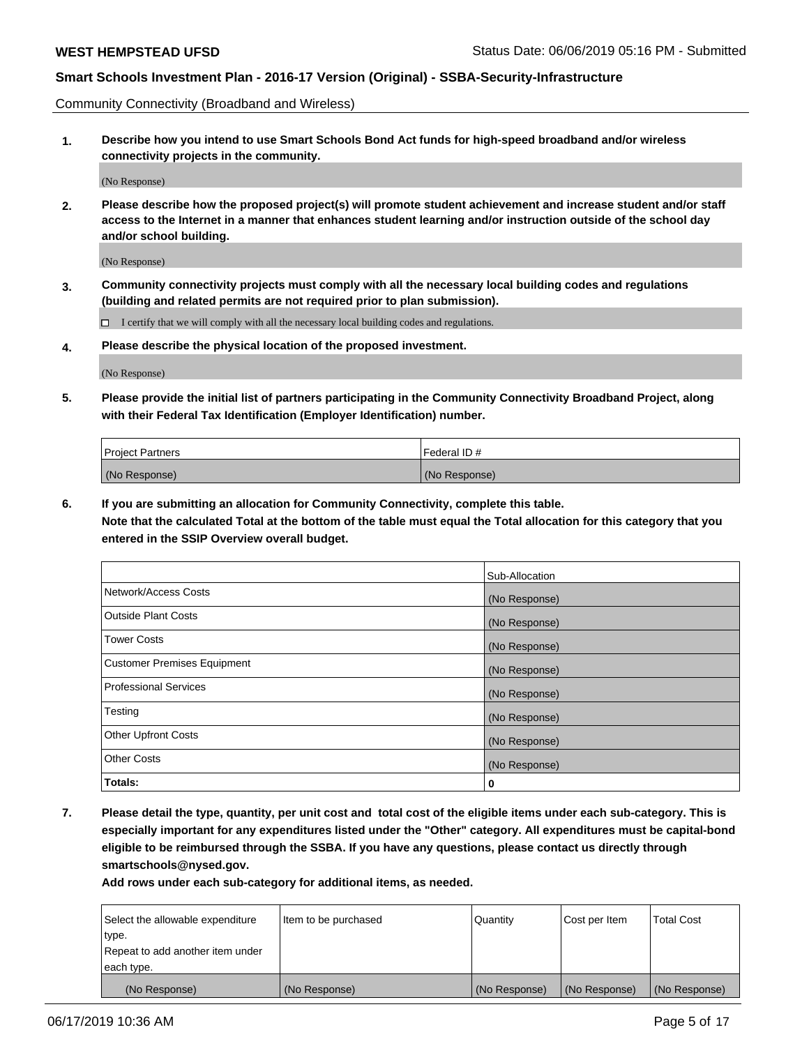Community Connectivity (Broadband and Wireless)

**1. Describe how you intend to use Smart Schools Bond Act funds for high-speed broadband and/or wireless connectivity projects in the community.**

(No Response)

**2. Please describe how the proposed project(s) will promote student achievement and increase student and/or staff access to the Internet in a manner that enhances student learning and/or instruction outside of the school day and/or school building.**

(No Response)

**3. Community connectivity projects must comply with all the necessary local building codes and regulations (building and related permits are not required prior to plan submission).**

☐ I certify that we will comply with all the necessary local building codes and regulations.

**4. Please describe the physical location of the proposed investment.**

(No Response)

**5. Please provide the initial list of partners participating in the Community Connectivity Broadband Project, along with their Federal Tax Identification (Employer Identification) number.**

| Project Partners | Federal ID # |
|---|---|
| (No Response) | (No Response) |

**6. If you are submitting an allocation for Community Connectivity, complete this table.**
**Note that the calculated Total at the bottom of the table must equal the Total allocation for this category that you entered in the SSIP Overview overall budget.**

| | Sub-Allocation |
|---|---|
| Network/Access Costs | (No Response) |
| Outside Plant Costs | (No Response) |
| Tower Costs | (No Response) |
| Customer Premises Equipment | (No Response) |
| Professional Services | (No Response) |
| Testing | (No Response) |
| Other Upfront Costs | (No Response) |
| Other Costs | (No Response) |
| **Totals:** | **0** |

**7. Please detail the type, quantity, per unit cost and total cost of the eligible items under each sub-category. This is especially important for any expenditures listed under the "Other" category. All expenditures must be capital-bond eligible to be reimbursed through the SSBA. If you have any questions, please contact us directly through smartschools@nysed.gov.**

**Add rows under each sub-category for additional items, as needed.**

| Select the allowable expenditure type. Repeat to add another item under each type. | Item to be purchased | Quantity | Cost per Item | Total Cost |
|---|---|---|---|---|
| (No Response) | (No Response) | (No Response) | (No Response) | (No Response) |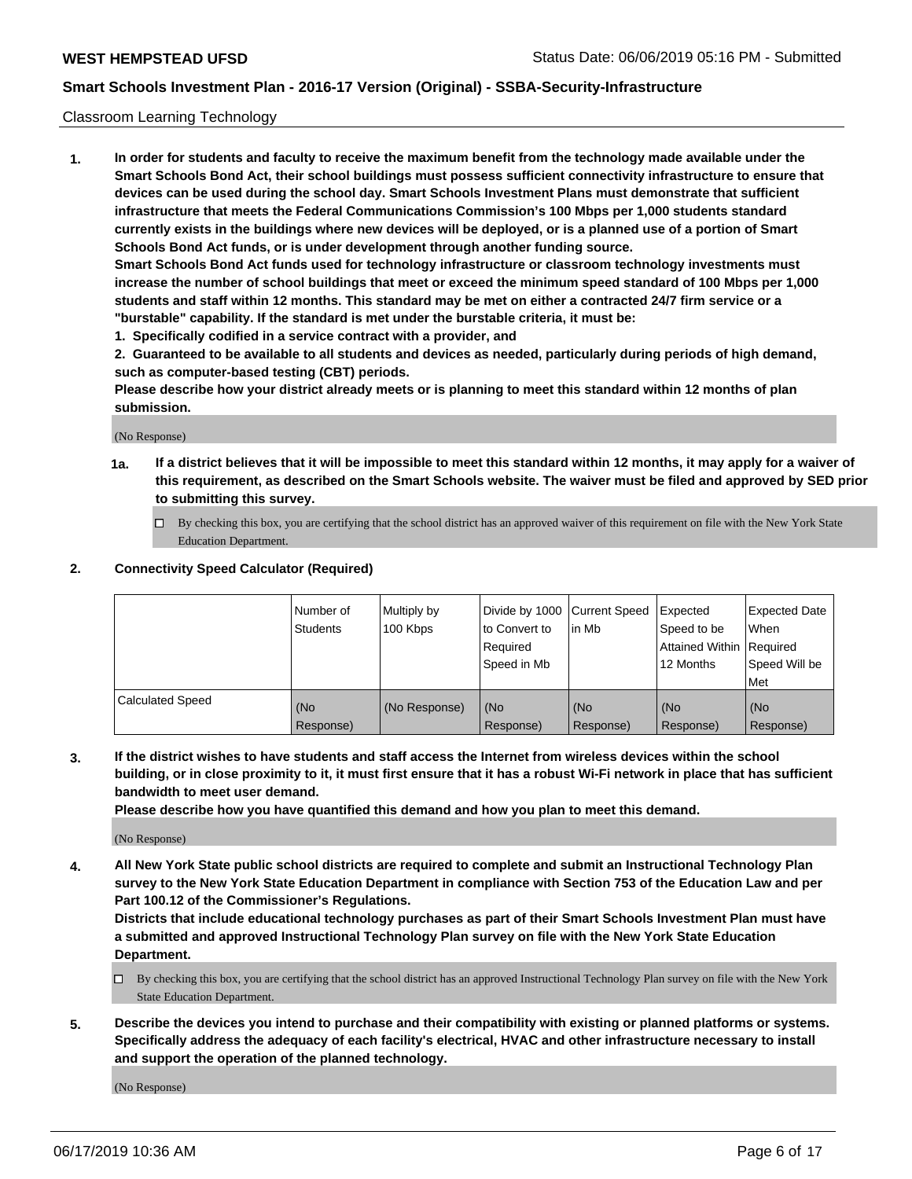Classroom Learning Technology

**1. In order for students and faculty to receive the maximum benefit from the technology made available under the Smart Schools Bond Act, their school buildings must possess sufficient connectivity infrastructure to ensure that devices can be used during the school day. Smart Schools Investment Plans must demonstrate that sufficient infrastructure that meets the Federal Communications Commission's 100 Mbps per 1,000 students standard currently exists in the buildings where new devices will be deployed, or is a planned use of a portion of Smart Schools Bond Act funds, or is under development through another funding source.**

**Smart Schools Bond Act funds used for technology infrastructure or classroom technology investments must increase the number of school buildings that meet or exceed the minimum speed standard of 100 Mbps per 1,000 students and staff within 12 months. This standard may be met on either a contracted 24/7 firm service or a "burstable" capability. If the standard is met under the burstable criteria, it must be:**

**1. Specifically codified in a service contract with a provider, and**

**2. Guaranteed to be available to all students and devices as needed, particularly during periods of high demand, such as computer-based testing (CBT) periods.**

**Please describe how your district already meets or is planning to meet this standard within 12 months of plan submission.**

(No Response)

**1a. If a district believes that it will be impossible to meet this standard within 12 months, it may apply for a waiver of this requirement, as described on the Smart Schools website. The waiver must be filed and approved by SED prior to submitting this survey.**

☐ By checking this box, you are certifying that the school district has an approved waiver of this requirement on file with the New York State Education Department.

**2. Connectivity Speed Calculator (Required)**

| | Number of Students | Multiply by 100 Kbps | Divide by 1000 to Convert to Required Speed in Mb | Current Speed in Mb | Expected Speed to be Attained Within 12 Months | Expected Date When Required Speed Will be Met |
|---|---|---|---|---|---|---|
| Calculated Speed | (No Response) | (No Response) | (No Response) | (No Response) | (No Response) | (No Response) |

**3. If the district wishes to have students and staff access the Internet from wireless devices within the school building, or in close proximity to it, it must first ensure that it has a robust Wi-Fi network in place that has sufficient bandwidth to meet user demand.**

**Please describe how you have quantified this demand and how you plan to meet this demand.**

(No Response)

**4. All New York State public school districts are required to complete and submit an Instructional Technology Plan survey to the New York State Education Department in compliance with Section 753 of the Education Law and per Part 100.12 of the Commissioner's Regulations.**

**Districts that include educational technology purchases as part of their Smart Schools Investment Plan must have a submitted and approved Instructional Technology Plan survey on file with the New York State Education Department.**

☐ By checking this box, you are certifying that the school district has an approved Instructional Technology Plan survey on file with the New York State Education Department.

**5. Describe the devices you intend to purchase and their compatibility with existing or planned platforms or systems. Specifically address the adequacy of each facility's electrical, HVAC and other infrastructure necessary to install and support the operation of the planned technology.**

(No Response)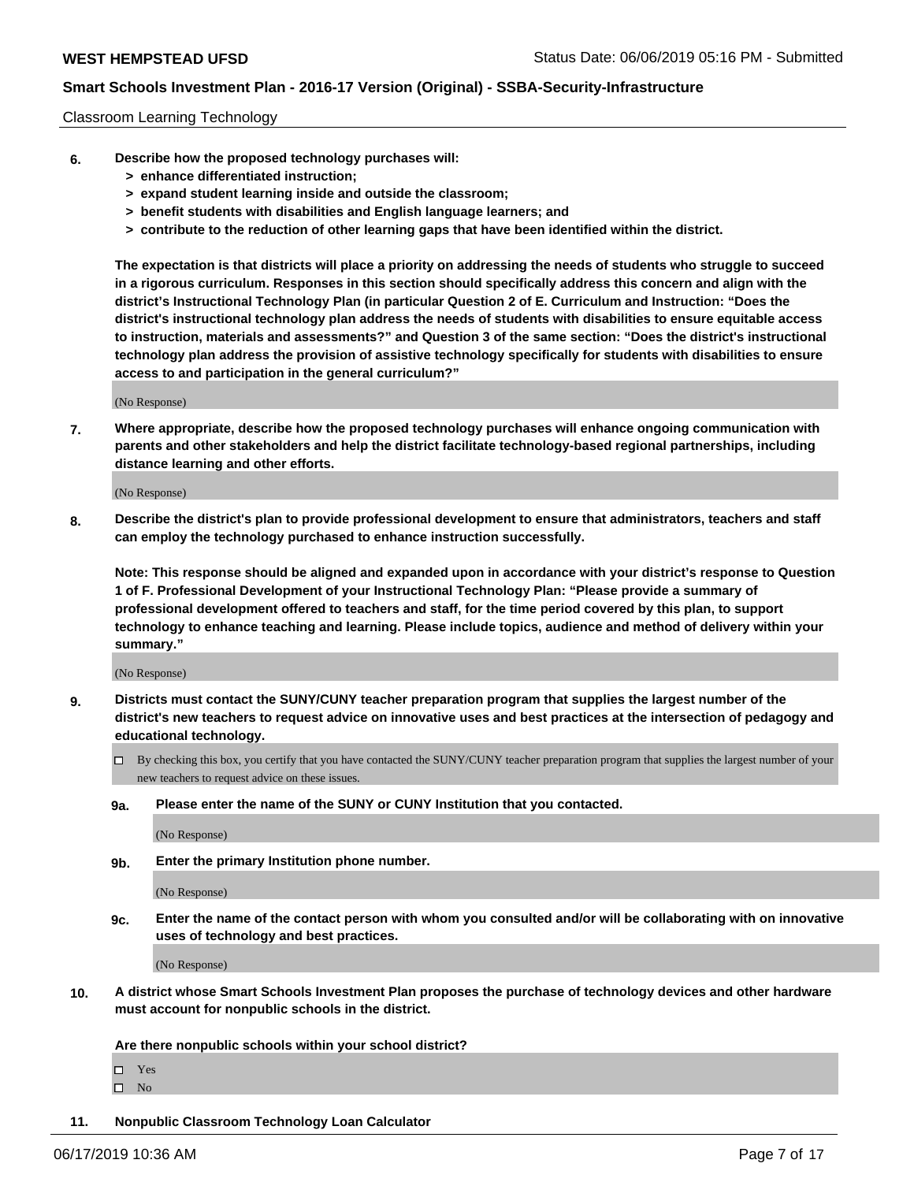Classroom Learning Technology

**6. Describe how the proposed technology purchases will:**
**> enhance differentiated instruction;**
**> expand student learning inside and outside the classroom;**
**> benefit students with disabilities and English language learners; and**
**> contribute to the reduction of other learning gaps that have been identified within the district.**

**The expectation is that districts will place a priority on addressing the needs of students who struggle to succeed in a rigorous curriculum. Responses in this section should specifically address this concern and align with the district's Instructional Technology Plan (in particular Question 2 of E. Curriculum and Instruction: "Does the district's instructional technology plan address the needs of students with disabilities to ensure equitable access to instruction, materials and assessments?" and Question 3 of the same section: "Does the district's instructional technology plan address the provision of assistive technology specifically for students with disabilities to ensure access to and participation in the general curriculum?"**

(No Response)

**7. Where appropriate, describe how the proposed technology purchases will enhance ongoing communication with parents and other stakeholders and help the district facilitate technology-based regional partnerships, including distance learning and other efforts.**

(No Response)

**8. Describe the district's plan to provide professional development to ensure that administrators, teachers and staff can employ the technology purchased to enhance instruction successfully.**

**Note: This response should be aligned and expanded upon in accordance with your district's response to Question 1 of F. Professional Development of your Instructional Technology Plan: "Please provide a summary of professional development offered to teachers and staff, for the time period covered by this plan, to support technology to enhance teaching and learning. Please include topics, audience and method of delivery within your summary."**

(No Response)

**9. Districts must contact the SUNY/CUNY teacher preparation program that supplies the largest number of the district's new teachers to request advice on innovative uses and best practices at the intersection of pedagogy and educational technology.**

☐ By checking this box, you certify that you have contacted the SUNY/CUNY teacher preparation program that supplies the largest number of your new teachers to request advice on these issues.

**9a. Please enter the name of the SUNY or CUNY Institution that you contacted.**

(No Response)

**9b. Enter the primary Institution phone number.**

(No Response)

**9c. Enter the name of the contact person with whom you consulted and/or will be collaborating with on innovative uses of technology and best practices.**

(No Response)

**10. A district whose Smart Schools Investment Plan proposes the purchase of technology devices and other hardware must account for nonpublic schools in the district.**

**Are there nonpublic schools within your school district?**

☐ Yes
☐ No

**11. Nonpublic Classroom Technology Loan Calculator**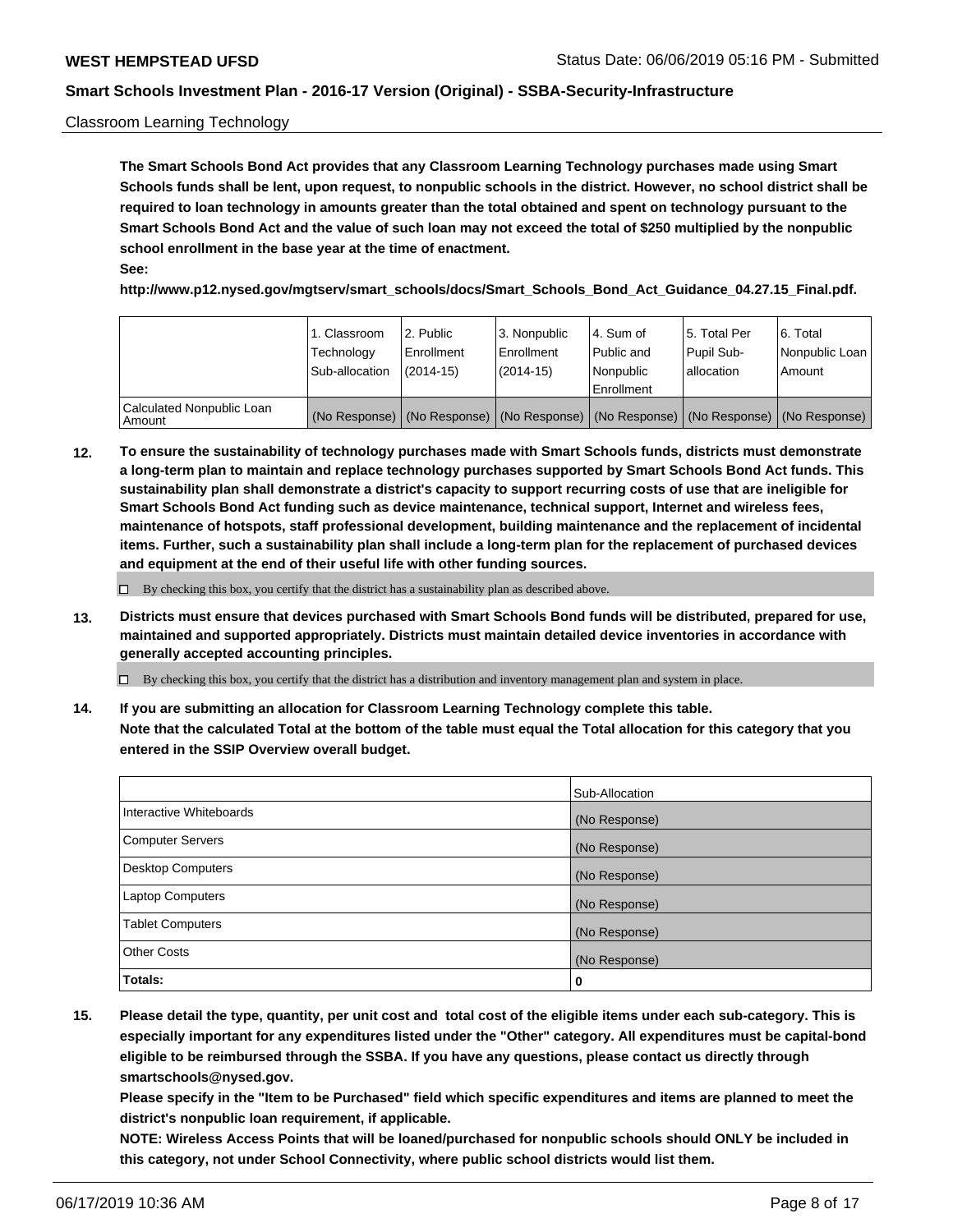Classroom Learning Technology

**The Smart Schools Bond Act provides that any Classroom Learning Technology purchases made using Smart Schools funds shall be lent, upon request, to nonpublic schools in the district. However, no school district shall be required to loan technology in amounts greater than the total obtained and spent on technology pursuant to the Smart Schools Bond Act and the value of such loan may not exceed the total of $250 multiplied by the nonpublic school enrollment in the base year at the time of enactment.**

**See:**

**http://www.p12.nysed.gov/mgtserv/smart_schools/docs/Smart_Schools_Bond_Act_Guidance_04.27.15_Final.pdf.**

| | 1. Classroom Technology Sub-allocation | 2. Public Enrollment (2014-15) | 3. Nonpublic Enrollment (2014-15) | 4. Sum of Public and Nonpublic Enrollment | 5. Total Per Pupil Sub-allocation | 6. Total Nonpublic Loan Amount |
|---|---|---|---|---|---|---|
| Calculated Nonpublic Loan Amount | (No Response) | (No Response) | (No Response) | (No Response) | (No Response) | (No Response) |

**12. To ensure the sustainability of technology purchases made with Smart Schools funds, districts must demonstrate a long-term plan to maintain and replace technology purchases supported by Smart Schools Bond Act funds. This sustainability plan shall demonstrate a district's capacity to support recurring costs of use that are ineligible for Smart Schools Bond Act funding such as device maintenance, technical support, Internet and wireless fees, maintenance of hotspots, staff professional development, building maintenance and the replacement of incidental items. Further, such a sustainability plan shall include a long-term plan for the replacement of purchased devices and equipment at the end of their useful life with other funding sources.**

☐ By checking this box, you certify that the district has a sustainability plan as described above.

**13. Districts must ensure that devices purchased with Smart Schools Bond funds will be distributed, prepared for use, maintained and supported appropriately. Districts must maintain detailed device inventories in accordance with generally accepted accounting principles.**

☐ By checking this box, you certify that the district has a distribution and inventory management plan and system in place.

**14. If you are submitting an allocation for Classroom Learning Technology complete this table. Note that the calculated Total at the bottom of the table must equal the Total allocation for this category that you entered in the SSIP Overview overall budget.**

| | Sub-Allocation |
|---|---|
| Interactive Whiteboards | (No Response) |
| Computer Servers | (No Response) |
| Desktop Computers | (No Response) |
| Laptop Computers | (No Response) |
| Tablet Computers | (No Response) |
| Other Costs | (No Response) |
| **Totals:** | **0** |

**15. Please detail the type, quantity, per unit cost and total cost of the eligible items under each sub-category. This is especially important for any expenditures listed under the "Other" category. All expenditures must be capital-bond eligible to be reimbursed through the SSBA. If you have any questions, please contact us directly through smartschools@nysed.gov.**

**Please specify in the "Item to be Purchased" field which specific expenditures and items are planned to meet the district's nonpublic loan requirement, if applicable.**

**NOTE: Wireless Access Points that will be loaned/purchased for nonpublic schools should ONLY be included in this category, not under School Connectivity, where public school districts would list them.**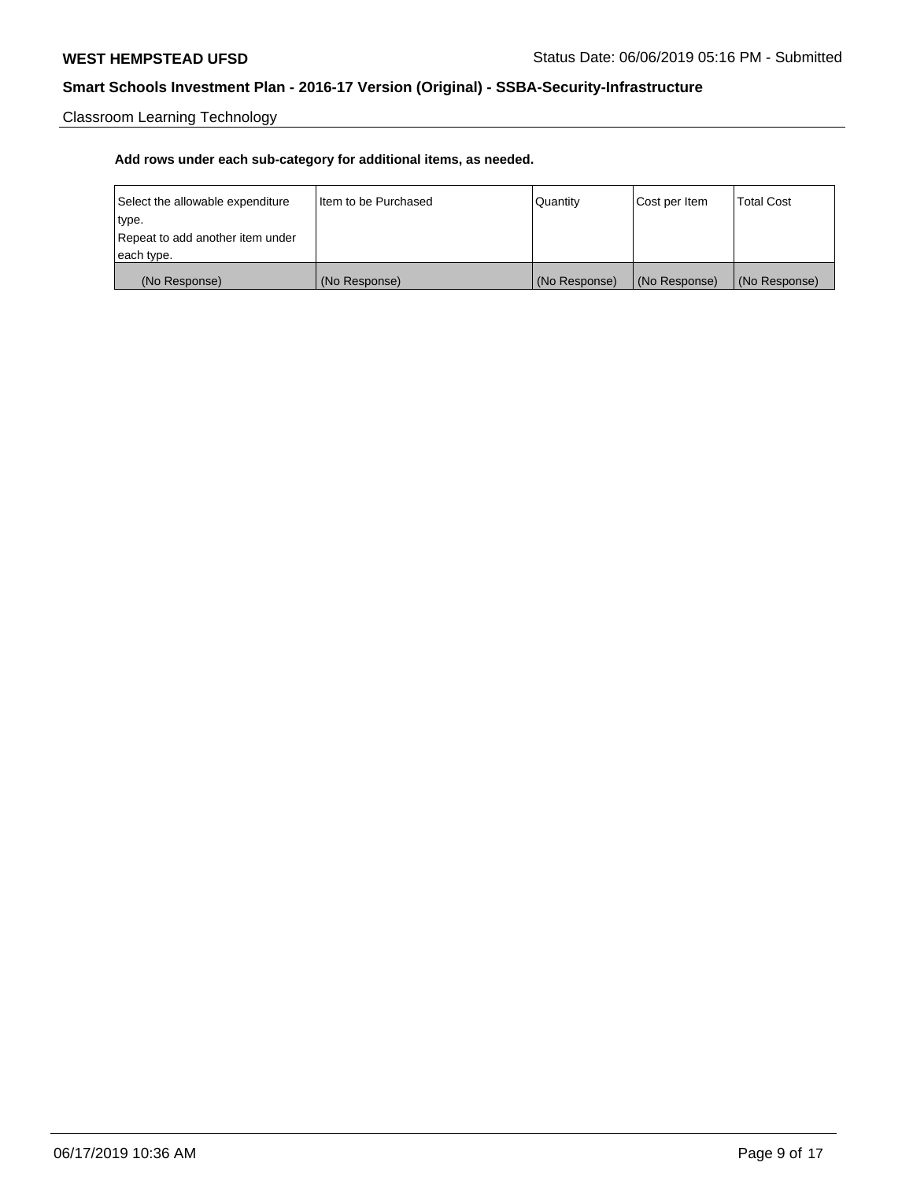Classroom Learning Technology

**Add rows under each sub-category for additional items, as needed.**

| Select the allowable expenditure type. Repeat to add another item under each type. | Item to be Purchased | Quantity | Cost per Item | Total Cost |
|---|---|---|---|---|
| (No Response) | (No Response) | (No Response) | (No Response) | (No Response) |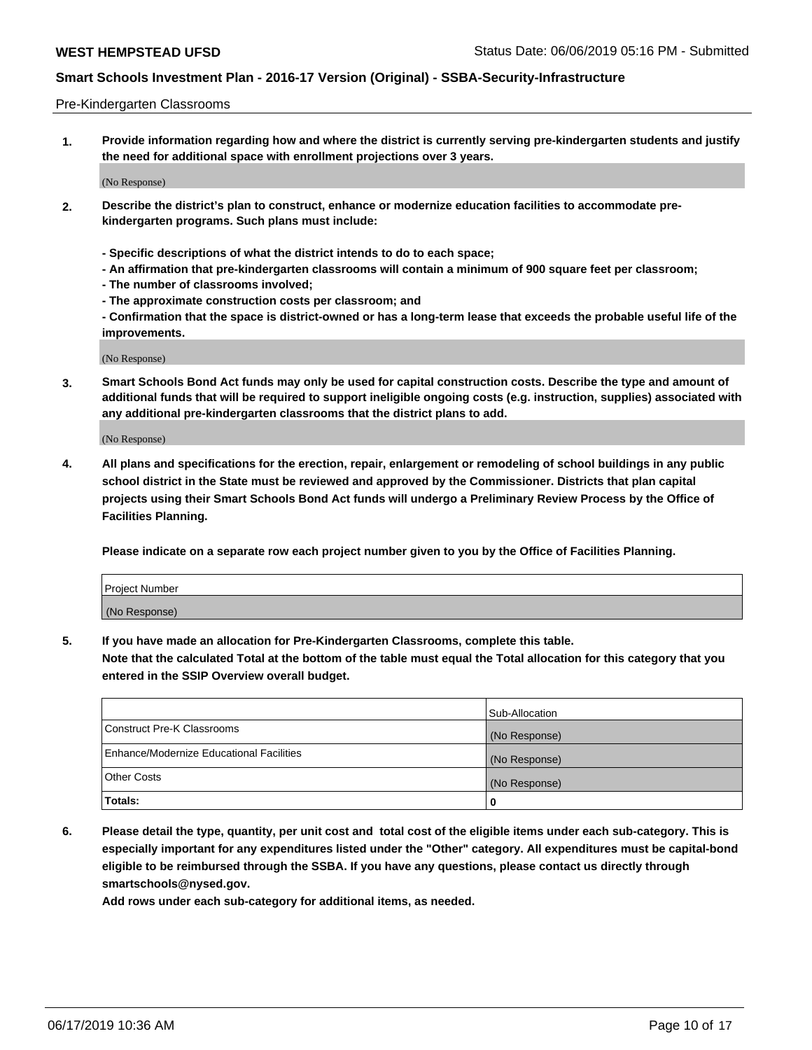Pre-Kindergarten Classrooms

1. **Provide information regarding how and where the district is currently serving pre-kindergarten students and justify the need for additional space with enrollment projections over 3 years.**

   (No Response)

2. **Describe the district's plan to construct, enhance or modernize education facilities to accommodate pre-kindergarten programs. Such plans must include:**

   **- Specific descriptions of what the district intends to do to each space;**
   **- An affirmation that pre-kindergarten classrooms will contain a minimum of 900 square feet per classroom;**
   **- The number of classrooms involved;**
   **- The approximate construction costs per classroom; and**
   **- Confirmation that the space is district-owned or has a long-term lease that exceeds the probable useful life of the improvements.**

   (No Response)

3. **Smart Schools Bond Act funds may only be used for capital construction costs. Describe the type and amount of additional funds that will be required to support ineligible ongoing costs (e.g. instruction, supplies) associated with any additional pre-kindergarten classrooms that the district plans to add.**

   (No Response)

4. **All plans and specifications for the erection, repair, enlargement or remodeling of school buildings in any public school district in the State must be reviewed and approved by the Commissioner. Districts that plan capital projects using their Smart Schools Bond Act funds will undergo a Preliminary Review Process by the Office of Facilities Planning.**

   **Please indicate on a separate row each project number given to you by the Office of Facilities Planning.**

| Project Number |
|---|
| (No Response) |

5. **If you have made an allocation for Pre-Kindergarten Classrooms, complete this table.**
   **Note that the calculated Total at the bottom of the table must equal the Total allocation for this category that you entered in the SSIP Overview overall budget.**

| | Sub-Allocation |
|---|---|
| Construct Pre-K Classrooms | (No Response) |
| Enhance/Modernize Educational Facilities | (No Response) |
| Other Costs | (No Response) |
| **Totals:** | **0** |

6. **Please detail the type, quantity, per unit cost and total cost of the eligible items under each sub-category. This is especially important for any expenditures listed under the "Other" category. All expenditures must be capital-bond eligible to be reimbursed through the SSBA. If you have any questions, please contact us directly through smartschools@nysed.gov.**
   **Add rows under each sub-category for additional items, as needed.**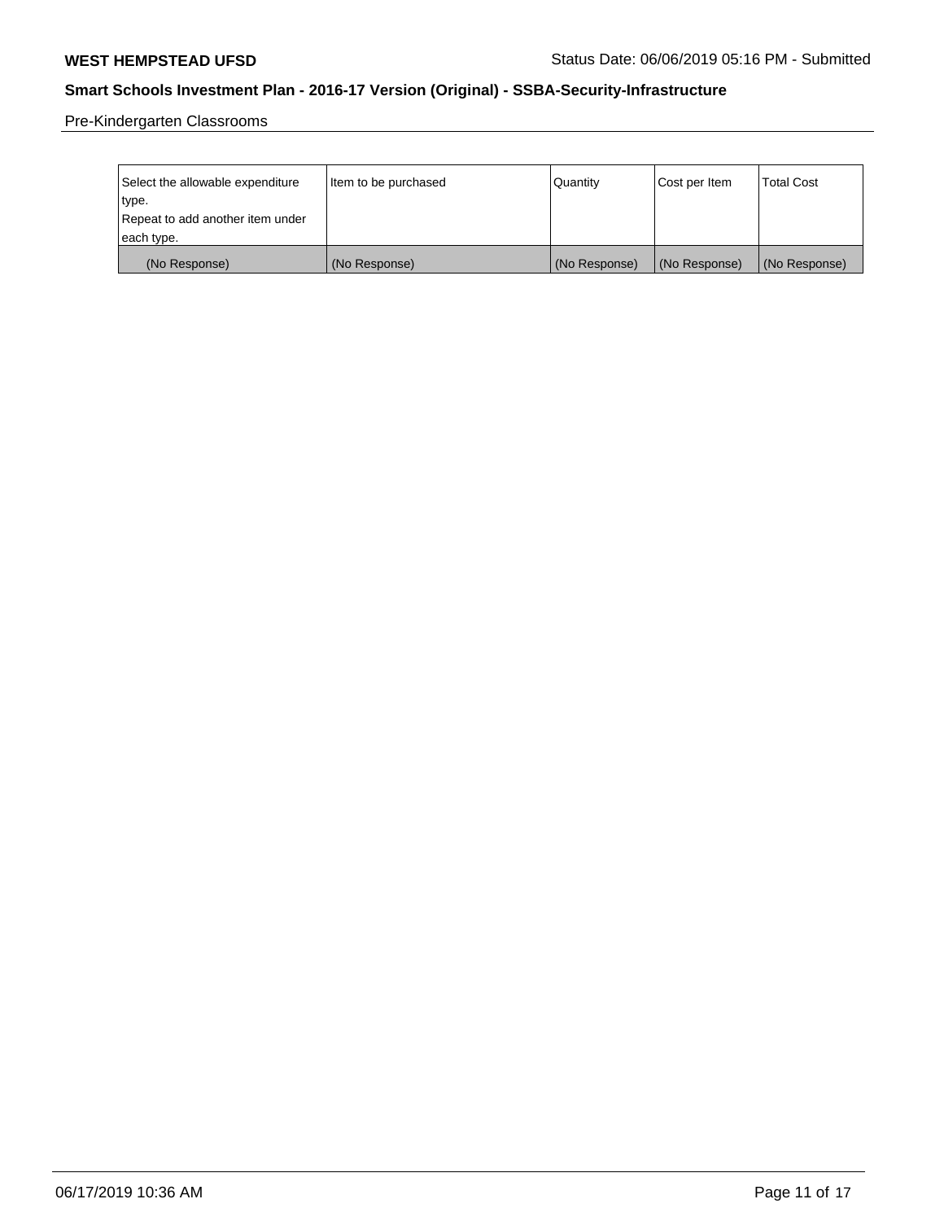Pre-Kindergarten Classrooms

| Select the allowable expenditure type. Repeat to add another item under each type. | Item to be purchased | Quantity | Cost per Item | Total Cost |
|---|---|---|---|---|
| (No Response) | (No Response) | (No Response) | (No Response) | (No Response) |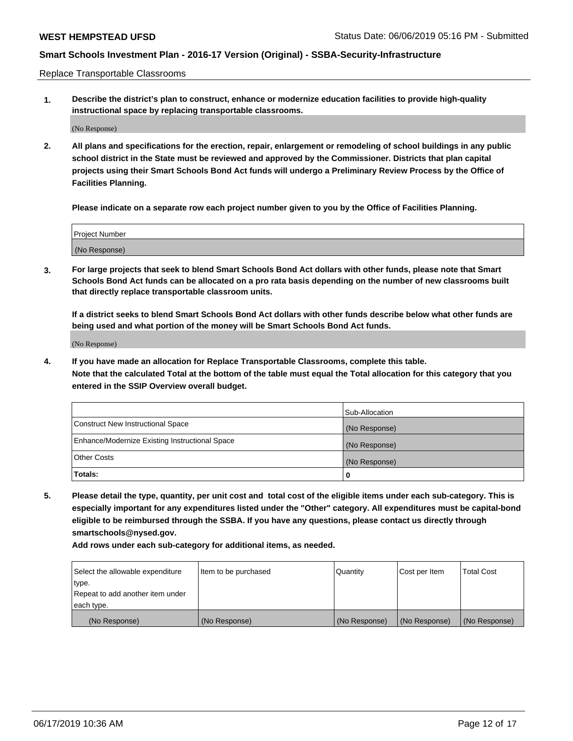Replace Transportable Classrooms

1. **Describe the district's plan to construct, enhance or modernize education facilities to provide high-quality instructional space by replacing transportable classrooms.**

(No Response)

2. **All plans and specifications for the erection, repair, enlargement or remodeling of school buildings in any public school district in the State must be reviewed and approved by the Commissioner. Districts that plan capital projects using their Smart Schools Bond Act funds will undergo a Preliminary Review Process by the Office of Facilities Planning.**

   **Please indicate on a separate row each project number given to you by the Office of Facilities Planning.**

| Project Number |
| --- |
| (No Response) |

3. **For large projects that seek to blend Smart Schools Bond Act dollars with other funds, please note that Smart Schools Bond Act funds can be allocated on a pro rata basis depending on the number of new classrooms built that directly replace transportable classroom units.**

   **If a district seeks to blend Smart Schools Bond Act dollars with other funds describe below what other funds are being used and what portion of the money will be Smart Schools Bond Act funds.**

(No Response)

4. **If you have made an allocation for Replace Transportable Classrooms, complete this table. Note that the calculated Total at the bottom of the table must equal the Total allocation for this category that you entered in the SSIP Overview overall budget.**

| | Sub-Allocation |
| --- | --- |
| Construct New Instructional Space | (No Response) |
| Enhance/Modernize Existing Instructional Space | (No Response) |
| Other Costs | (No Response) |
| **Totals:** | **0** |

5. **Please detail the type, quantity, per unit cost and total cost of the eligible items under each sub-category. This is especially important for any expenditures listed under the "Other" category. All expenditures must be capital-bond eligible to be reimbursed through the SSBA. If you have any questions, please contact us directly through smartschools@nysed.gov.**

   **Add rows under each sub-category for additional items, as needed.**

| Select the allowable expenditure type. Repeat to add another item under each type. | Item to be purchased | Quantity | Cost per Item | Total Cost |
| --- | --- | --- | --- | --- |
| (No Response) | (No Response) | (No Response) | (No Response) | (No Response) |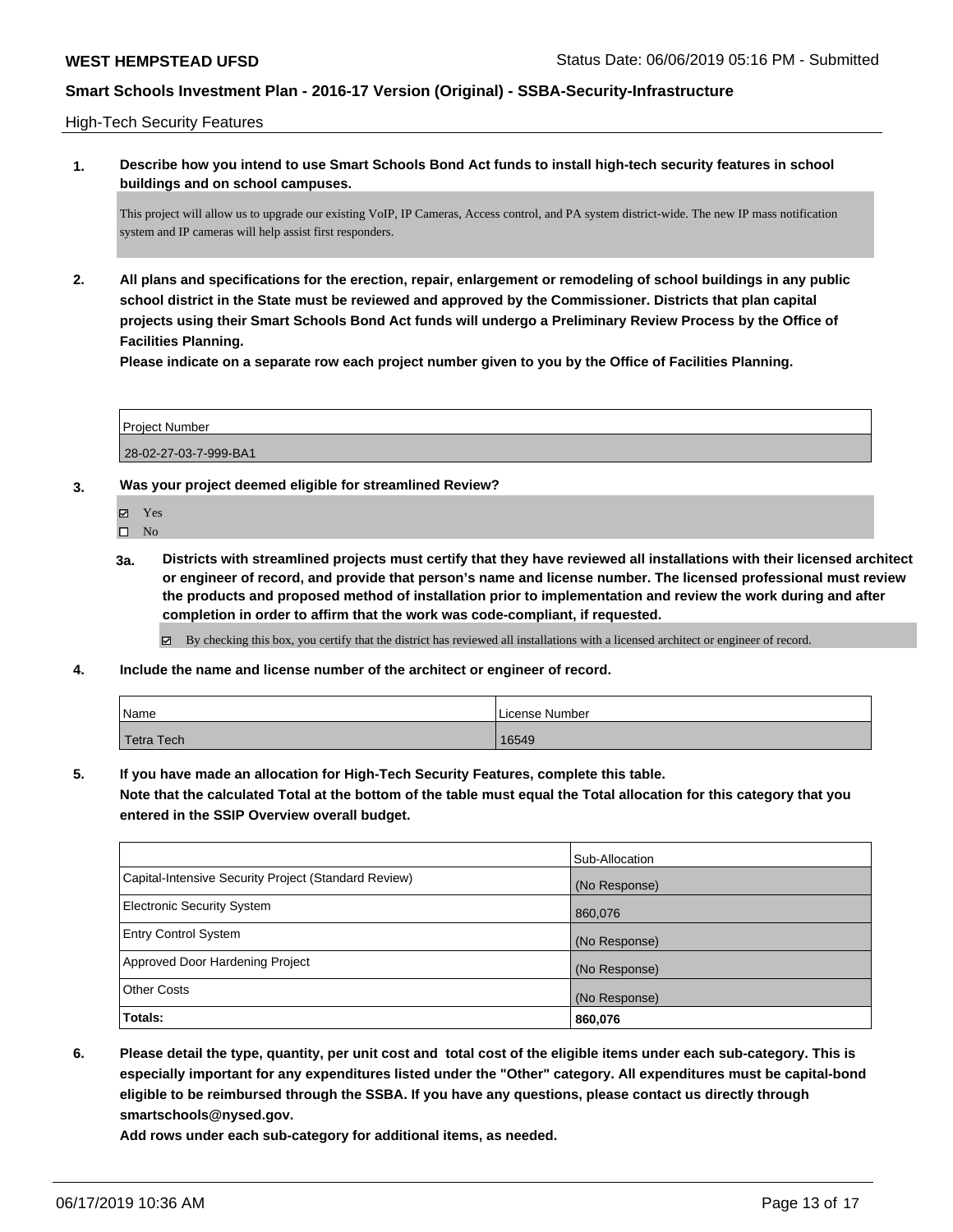High-Tech Security Features

**1. Describe how you intend to use Smart Schools Bond Act funds to install high-tech security features in school buildings and on school campuses.**

This project will allow us to upgrade our existing VoIP, IP Cameras, Access control, and PA system district-wide. The new IP mass notification system and IP cameras will help assist first responders.

**2. All plans and specifications for the erection, repair, enlargement or remodeling of school buildings in any public school district in the State must be reviewed and approved by the Commissioner. Districts that plan capital projects using their Smart Schools Bond Act funds will undergo a Preliminary Review Process by the Office of Facilities Planning.**

**Please indicate on a separate row each project number given to you by the Office of Facilities Planning.**

| Project Number |
|---|
| 28-02-27-03-7-999-BA1 |

**3. Was your project deemed eligible for streamlined Review?**

- [x] Yes
- [ ] No

**3a. Districts with streamlined projects must certify that they have reviewed all installations with their licensed architect or engineer of record, and provide that person's name and license number. The licensed professional must review the products and proposed method of installation prior to implementation and review the work during and after completion in order to affirm that the work was code-compliant, if requested.**

- [x] By checking this box, you certify that the district has reviewed all installations with a licensed architect or engineer of record.

**4. Include the name and license number of the architect or engineer of record.**

| Name | License Number |
|---|---|
| Tetra Tech | 16549 |

**5. If you have made an allocation for High-Tech Security Features, complete this table.**
**Note that the calculated Total at the bottom of the table must equal the Total allocation for this category that you entered in the SSIP Overview overall budget.**

| | Sub-Allocation |
|---|---|
| Capital-Intensive Security Project (Standard Review) | (No Response) |
| Electronic Security System | 860,076 |
| Entry Control System | (No Response) |
| Approved Door Hardening Project | (No Response) |
| Other Costs | (No Response) |
| **Totals:** | **860,076** |

**6. Please detail the type, quantity, per unit cost and total cost of the eligible items under each sub-category. This is especially important for any expenditures listed under the "Other" category. All expenditures must be capital-bond eligible to be reimbursed through the SSBA. If you have any questions, please contact us directly through smartschools@nysed.gov.**

**Add rows under each sub-category for additional items, as needed.**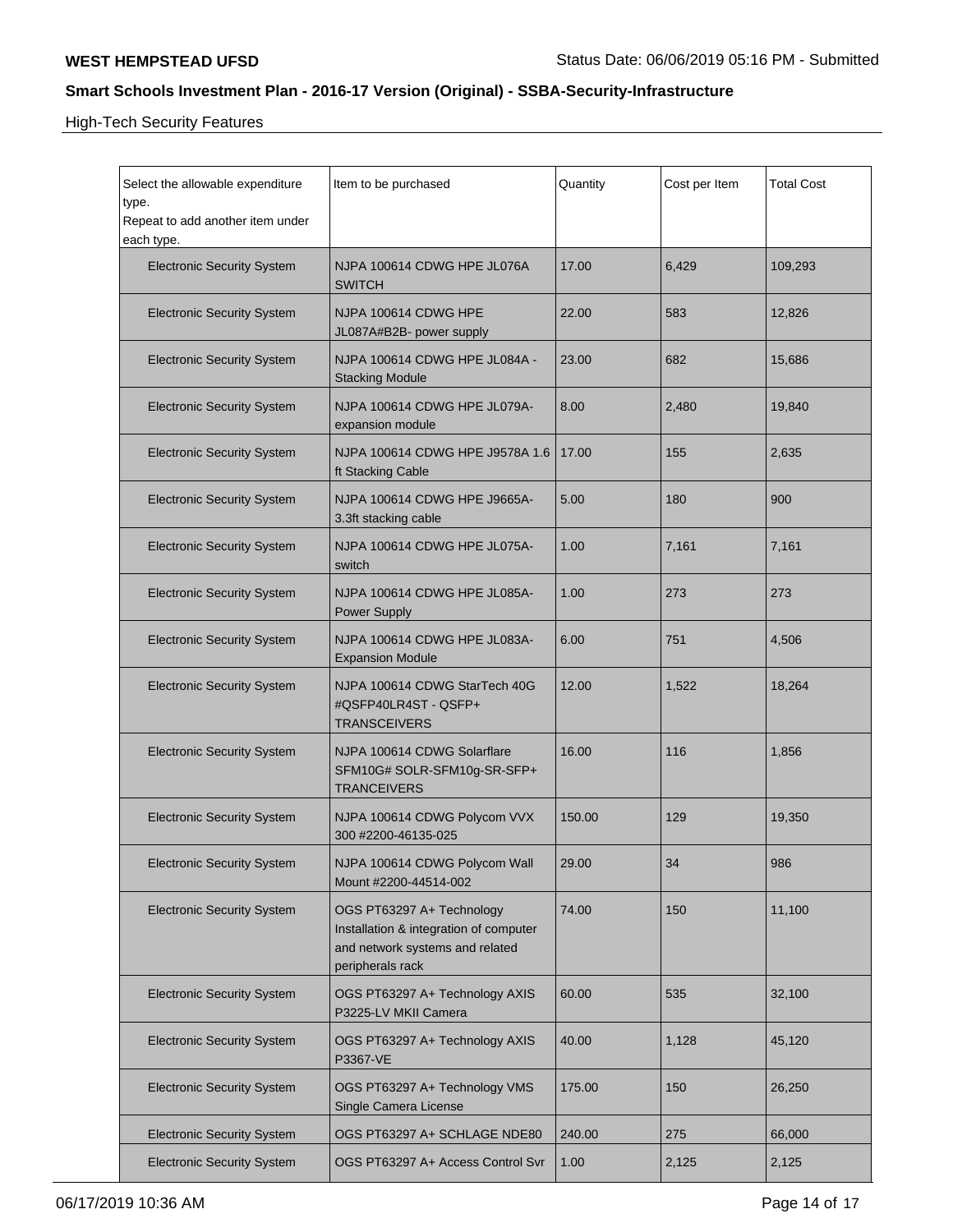**WEST HEMPSTEAD UFSD**

Status Date: 06/06/2019 05:16 PM - Submitted

## Smart Schools Investment Plan - 2016-17 Version (Original) - SSBA-Security-Infrastructure

High-Tech Security Features

| Select the allowable expenditure type. Repeat to add another item under each type. | Item to be purchased | Quantity | Cost per Item | Total Cost |
|---|---|---|---|---|
| Electronic Security System | NJPA 100614 CDWG HPE JL076A SWITCH | 17.00 | 6,429 | 109,293 |
| Electronic Security System | NJPA 100614 CDWG HPE JL087A#B2B- power supply | 22.00 | 583 | 12,826 |
| Electronic Security System | NJPA 100614 CDWG HPE JL084A - Stacking Module | 23.00 | 682 | 15,686 |
| Electronic Security System | NJPA 100614 CDWG HPE JL079A- expansion module | 8.00 | 2,480 | 19,840 |
| Electronic Security System | NJPA 100614 CDWG HPE J9578A 1.6 ft Stacking Cable | 17.00 | 155 | 2,635 |
| Electronic Security System | NJPA 100614 CDWG HPE J9665A- 3.3ft stacking cable | 5.00 | 180 | 900 |
| Electronic Security System | NJPA 100614 CDWG HPE JL075A- switch | 1.00 | 7,161 | 7,161 |
| Electronic Security System | NJPA 100614 CDWG HPE JL085A- Power Supply | 1.00 | 273 | 273 |
| Electronic Security System | NJPA 100614 CDWG HPE JL083A- Expansion Module | 6.00 | 751 | 4,506 |
| Electronic Security System | NJPA 100614 CDWG StarTech 40G #QSFP40LR4ST - QSFP+ TRANSCEIVERS | 12.00 | 1,522 | 18,264 |
| Electronic Security System | NJPA 100614 CDWG Solarflare SFM10G# SOLR-SFM10g-SR-SFP+ TRANCEIVERS | 16.00 | 116 | 1,856 |
| Electronic Security System | NJPA 100614 CDWG Polycom VVX 300 #2200-46135-025 | 150.00 | 129 | 19,350 |
| Electronic Security System | NJPA 100614 CDWG Polycom Wall Mount #2200-44514-002 | 29.00 | 34 | 986 |
| Electronic Security System | OGS PT63297 A+ Technology Installation & integration of computer and network systems and related peripherals rack | 74.00 | 150 | 11,100 |
| Electronic Security System | OGS PT63297 A+ Technology AXIS P3225-LV MKII Camera | 60.00 | 535 | 32,100 |
| Electronic Security System | OGS PT63297 A+ Technology AXIS P3367-VE | 40.00 | 1,128 | 45,120 |
| Electronic Security System | OGS PT63297 A+ Technology VMS Single Camera License | 175.00 | 150 | 26,250 |
| Electronic Security System | OGS PT63297 A+ SCHLAGE NDE80 | 240.00 | 275 | 66,000 |
| Electronic Security System | OGS PT63297 A+ Access Control Svr | 1.00 | 2,125 | 2,125 |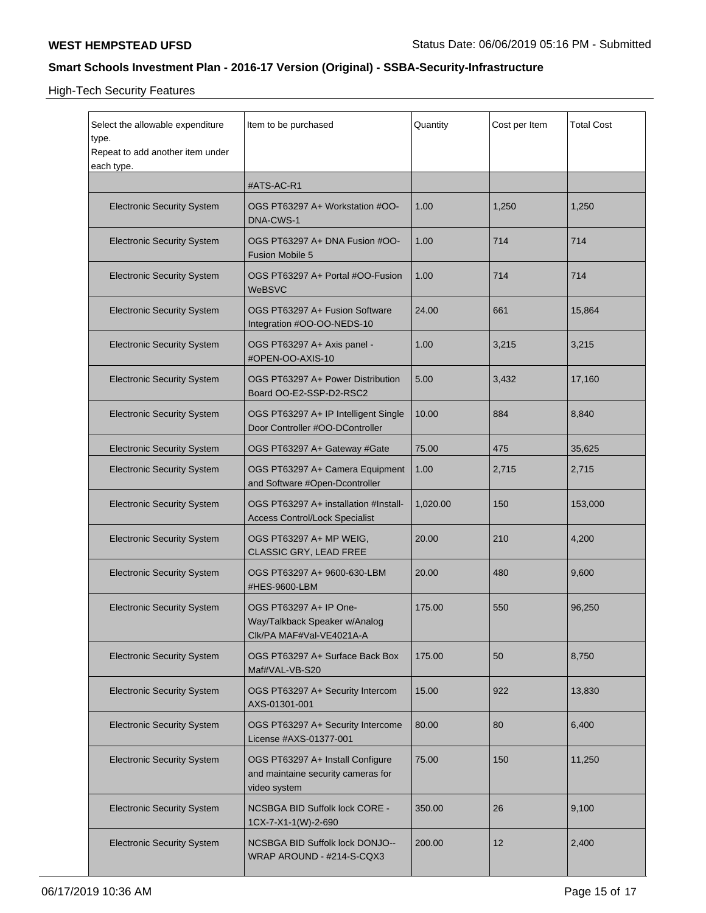**WEST HEMPSTEAD UFSD** Status Date: 06/06/2019 05:16 PM - Submitted

## Smart Schools Investment Plan - 2016-17 Version (Original) - SSBA-Security-Infrastructure

High-Tech Security Features

| Select the allowable expenditure type. Repeat to add another item under each type. | Item to be purchased | Quantity | Cost per Item | Total Cost |
|---|---|---|---|---|
| | #ATS-AC-R1 | | | |
| Electronic Security System | OGS PT63297 A+ Workstation #OO-DNA-CWS-1 | 1.00 | 1,250 | 1,250 |
| Electronic Security System | OGS PT63297 A+ DNA Fusion #OO-Fusion Mobile 5 | 1.00 | 714 | 714 |
| Electronic Security System | OGS PT63297 A+ Portal #OO-Fusion WeBSVC | 1.00 | 714 | 714 |
| Electronic Security System | OGS PT63297 A+ Fusion Software Integration #OO-OO-NEDS-10 | 24.00 | 661 | 15,864 |
| Electronic Security System | OGS PT63297 A+ Axis panel - #OPEN-OO-AXIS-10 | 1.00 | 3,215 | 3,215 |
| Electronic Security System | OGS PT63297 A+ Power Distribution Board OO-E2-SSP-D2-RSC2 | 5.00 | 3,432 | 17,160 |
| Electronic Security System | OGS PT63297 A+ IP Intelligent Single Door Controller #OO-DController | 10.00 | 884 | 8,840 |
| Electronic Security System | OGS PT63297 A+ Gateway #Gate | 75.00 | 475 | 35,625 |
| Electronic Security System | OGS PT63297 A+ Camera Equipment and Software #Open-Dcontroller | 1.00 | 2,715 | 2,715 |
| Electronic Security System | OGS PT63297 A+ installation #Install-Access Control/Lock Specialist | 1,020.00 | 150 | 153,000 |
| Electronic Security System | OGS PT63297 A+ MP WEIG, CLASSIC GRY, LEAD FREE | 20.00 | 210 | 4,200 |
| Electronic Security System | OGS PT63297 A+ 9600-630-LBM #HES-9600-LBM | 20.00 | 480 | 9,600 |
| Electronic Security System | OGS PT63297 A+ IP One-Way/Talkback Speaker w/Analog Clk/PA MAF#Val-VE4021A-A | 175.00 | 550 | 96,250 |
| Electronic Security System | OGS PT63297 A+ Surface Back Box Maf#VAL-VB-S20 | 175.00 | 50 | 8,750 |
| Electronic Security System | OGS PT63297 A+ Security Intercom AXS-01301-001 | 15.00 | 922 | 13,830 |
| Electronic Security System | OGS PT63297 A+ Security Intercome License #AXS-01377-001 | 80.00 | 80 | 6,400 |
| Electronic Security System | OGS PT63297 A+ Install Configure and maintaine security cameras for video system | 75.00 | 150 | 11,250 |
| Electronic Security System | NCSBGA BID Suffolk lock CORE - 1CX-7-X1-1(W)-2-690 | 350.00 | 26 | 9,100 |
| Electronic Security System | NCSBGA BID Suffolk lock DONJO--WRAP AROUND - #214-S-CQX3 | 200.00 | 12 | 2,400 |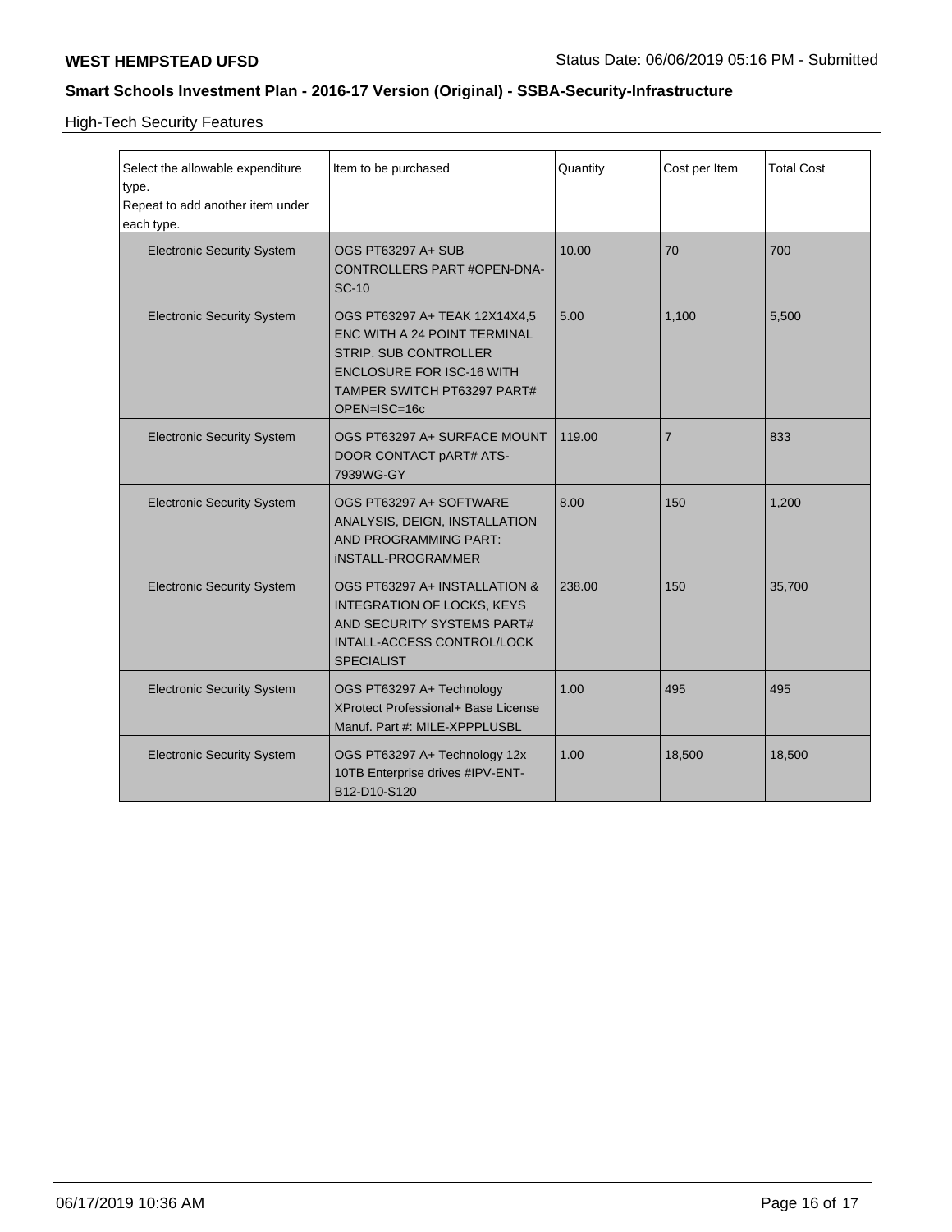High-Tech Security Features

| Select the allowable expenditure type. Repeat to add another item under each type. | Item to be purchased | Quantity | Cost per Item | Total Cost |
|---|---|---|---|---|
| Electronic Security System | OGS PT63297 A+ SUB CONTROLLERS PART #OPEN-DNA-SC-10 | 10.00 | 70 | 700 |
| Electronic Security System | OGS PT63297 A+ TEAK 12X14X4,5 ENC WITH A 24 POINT TERMINAL STRIP. SUB CONTROLLER ENCLOSURE FOR ISC-16 WITH TAMPER SWITCH PT63297 PART# OPEN=ISC=16c | 5.00 | 1,100 | 5,500 |
| Electronic Security System | OGS PT63297 A+ SURFACE MOUNT DOOR CONTACT pART# ATS-7939WG-GY | 119.00 | 7 | 833 |
| Electronic Security System | OGS PT63297 A+ SOFTWARE ANALYSIS, DEIGN, INSTALLATION AND PROGRAMMING PART: iNSTALL-PROGRAMMER | 8.00 | 150 | 1,200 |
| Electronic Security System | OGS PT63297 A+ INSTALLATION & INTEGRATION OF LOCKS, KEYS AND SECURITY SYSTEMS PART# INTALL-ACCESS CONTROL/LOCK SPECIALIST | 238.00 | 150 | 35,700 |
| Electronic Security System | OGS PT63297 A+ Technology XProtect Professional+ Base License Manuf. Part #: MILE-XPPPLUSBL | 1.00 | 495 | 495 |
| Electronic Security System | OGS PT63297 A+ Technology 12x 10TB Enterprise drives #IPV-ENT-B12-D10-S120 | 1.00 | 18,500 | 18,500 |